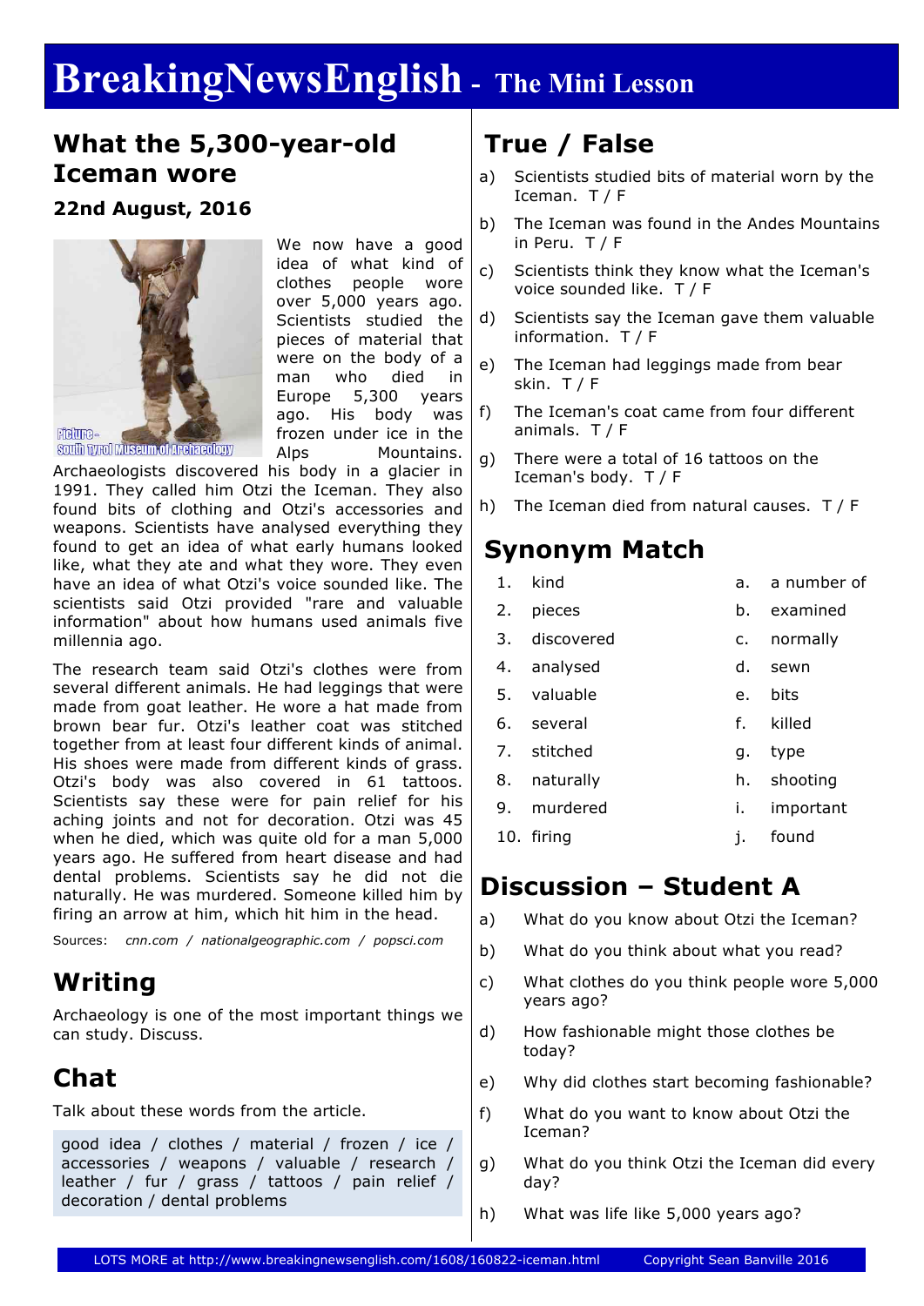# BreakingNewsEnglish - The Mini Lesson

## What the 5,300-year-old Iceman wore

**22nd August, 2016**

Picture - South Tyrol Museum of Archaeology

We now have a good idea of what kind of clothes people wore over 5,000 years ago. Scientists studied the pieces of material that were on the body of a man who died in Europe 5,300 years ago. His body was frozen under ice in the Alps Mountains. Archaeologists discovered his body in a glacier in 1991. They called him Otzi the Iceman. They also found bits of clothing and Otzi's accessories and weapons. Scientists have analysed everything they found to get an idea of what early humans looked like, what they ate and what they wore. They even have an idea of what Otzi's voice sounded like. The scientists said Otzi provided "rare and valuable information" about how humans used animals five millennia ago.

The research team said Otzi's clothes were from several different animals. He had leggings that were made from goat leather. He wore a hat made from brown bear fur. Otzi's leather coat was stitched together from at least four different kinds of animal. His shoes were made from different kinds of grass. Otzi's body was also covered in 61 tattoos. Scientists say these were for pain relief for his aching joints and not for decoration. Otzi was 45 when he died, which was quite old for a man 5,000 years ago. He suffered from heart disease and had dental problems. Scientists say he did not die naturally. He was murdered. Someone killed him by firing an arrow at him, which hit him in the head.

Sources: *cnn.com / nationalgeographic.com / popsci.com*

## Writing

Archaeology is one of the most important things we can study. Discuss.

## Chat

Talk about these words from the article.

good idea / clothes / material / frozen / ice / accessories / weapons / valuable / research / leather / fur / grass / tattoos / pain relief / decoration / dental problems

## True / False

a) Scientists studied bits of material worn by the Iceman. T / F

b) The Iceman was found in the Andes Mountains in Peru. T / F

c) Scientists think they know what the Iceman's voice sounded like. T / F

d) Scientists say the Iceman gave them valuable information. T / F

e) The Iceman had leggings made from bear skin. T / F

f) The Iceman's coat came from four different animals. T / F

g) There were a total of 16 tattoos on the Iceman's body. T / F

h) The Iceman died from natural causes. T / F

## Synonym Match

| | | | |
|---|---|---|---|
| 1. | kind | a. | a number of |
| 2. | pieces | b. | examined |
| 3. | discovered | c. | normally |
| 4. | analysed | d. | sewn |
| 5. | valuable | e. | bits |
| 6. | several | f. | killed |
| 7. | stitched | g. | type |
| 8. | naturally | h. | shooting |
| 9. | murdered | i. | important |
| 10. | firing | j. | found |

## Discussion – Student A

a) What do you know about Otzi the Iceman?

b) What do you think about what you read?

c) What clothes do you think people wore 5,000 years ago?

d) How fashionable might those clothes be today?

e) Why did clothes start becoming fashionable?

f) What do you want to know about Otzi the Iceman?

g) What do you think Otzi the Iceman did every day?

h) What was life like 5,000 years ago?

LOTS MORE at http://www.breakingnewsenglish.com/1608/160822-iceman.html Copyright Sean Banville 2016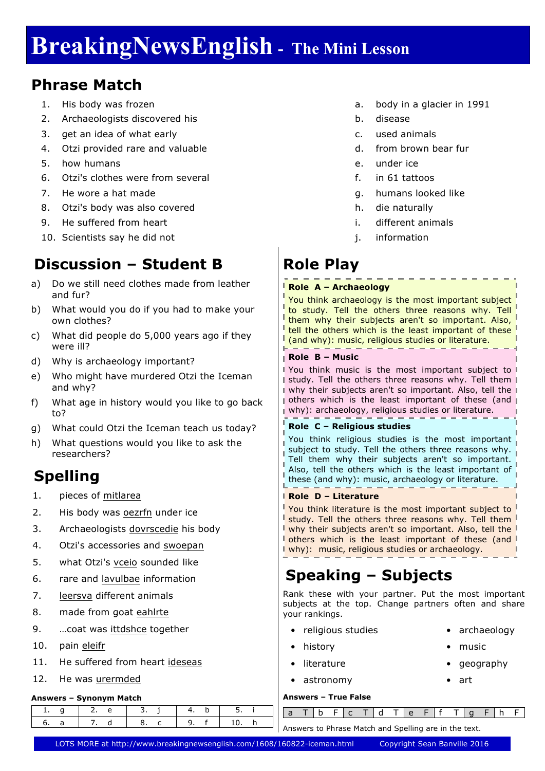# BreakingNewsEnglish - The Mini Lesson

## Phrase Match

1. His body was frozen
2. Archaeologists discovered his
3. get an idea of what early
4. Otzi provided rare and valuable
5. how humans
6. Otzi's clothes were from several
7. He wore a hat made
8. Otzi's body was also covered
9. He suffered from heart
10. Scientists say he did not

a. body in a glacier in 1991
b. disease
c. used animals
d. from brown bear fur
e. under ice
f. in 61 tattoos
g. humans looked like
h. die naturally
i. different animals
j. information

## Discussion – Student B

a) Do we still need clothes made from leather and fur?
b) What would you do if you had to make your own clothes?
c) What did people do 5,000 years ago if they were ill?
d) Why is archaeology important?
e) Who might have murdered Otzi the Iceman and why?
f) What age in history would you like to go back to?
g) What could Otzi the Iceman teach us today?
h) What questions would you like to ask the researchers?

## Spelling

1. pieces of mitlarea
2. His body was oezrfn under ice
3. Archaeologists dovrscedie his body
4. Otzi's accessories and swoepan
5. what Otzi's vceio sounded like
6. rare and lavulbae information
7. leersva different animals
8. made from goat eahlrte
9. …coat was ittdshce together
10. pain eleifr
11. He suffered from heart ideseas
12. He was urermded

**Answers – Synonym Match**

| | | | | |
|---|---|---|---|---|
| 1. g | 2. e | 3. j | 4. b | 5. i |
| 6. a | 7. d | 8. c | 9. f | 10. h |

## Role Play

**Role A – Archaeology**

You think archaeology is the most important subject to study. Tell the others three reasons why. Tell them why their subjects aren't so important. Also, tell the others which is the least important of these (and why): music, religious studies or literature.

**Role B – Music**

You think music is the most important subject to study. Tell the others three reasons why. Tell them why their subjects aren't so important. Also, tell the others which is the least important of these (and why): archaeology, religious studies or literature.

**Role C – Religious studies**

You think religious studies is the most important subject to study. Tell the others three reasons why. Tell them why their subjects aren't so important. Also, tell the others which is the least important of these (and why): music, archaeology or literature.

**Role D – Literature**

You think literature is the most important subject to study. Tell the others three reasons why. Tell them why their subjects aren't so important. Also, tell the others which is the least important of these (and why): music, religious studies or archaeology.

## Speaking – Subjects

Rank these with your partner. Put the most important subjects at the top. Change partners often and share your rankings.

- religious studies
- history
- literature
- astronomy
- archaeology
- music
- geography
- art

**Answers – True False**

| | | | | | | | | | | | | | | | |
|---|---|---|---|---|---|---|---|---|---|---|---|---|---|---|---|
| a | T | b | F | c | T | d | T | e | F | f | T | g | F | h | F |

Answers to Phrase Match and Spelling are in the text.

LOTS MORE at http://www.breakingnewsenglish.com/1608/160822-iceman.html Copyright Sean Banville 2016